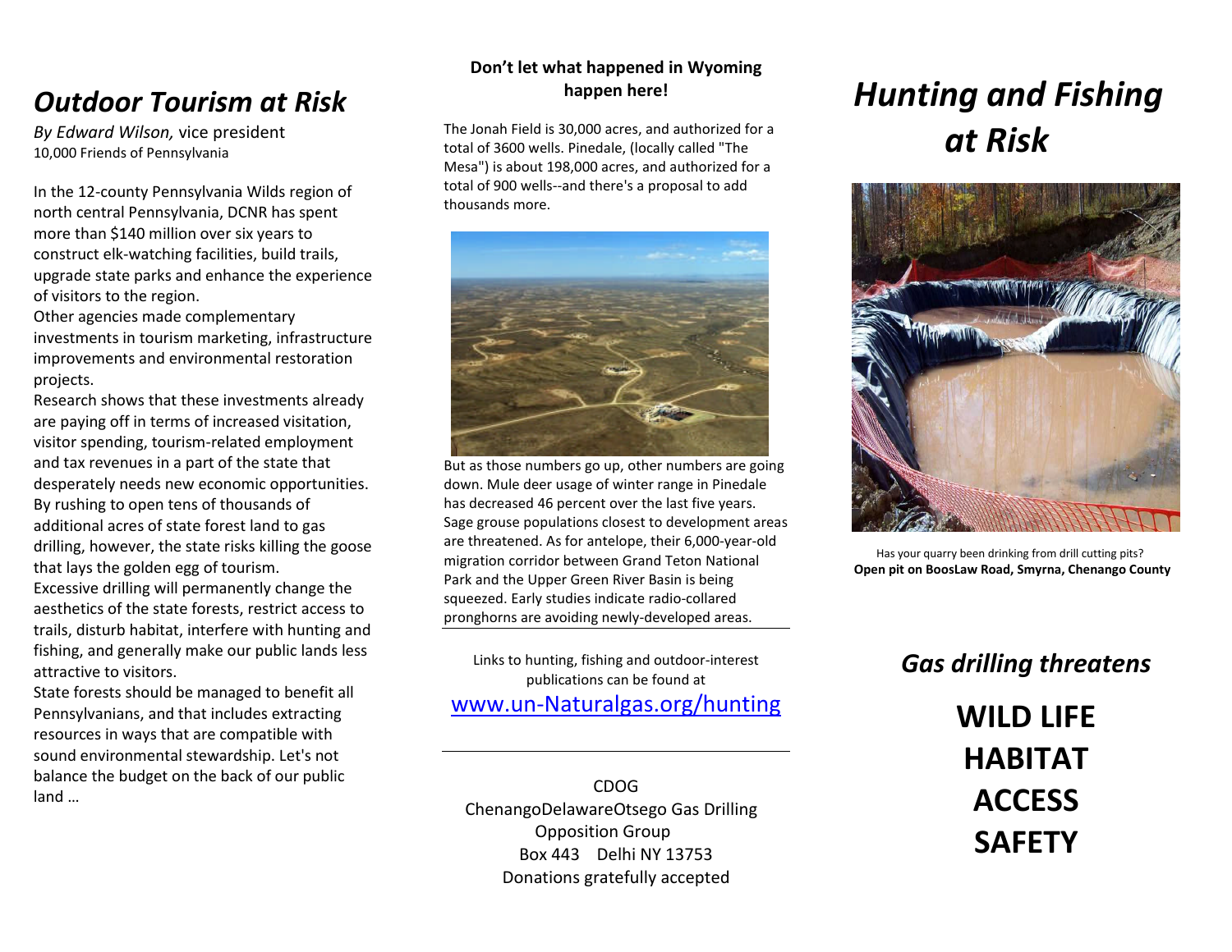# *Outdoor Tourism at Risk*

*By Edward Wilson,* vice president
10,000 Friends of Pennsylvania

In the 12-county Pennsylvania Wilds region of north central Pennsylvania, DCNR has spent more than $140 million over six years to construct elk-watching facilities, build trails, upgrade state parks and enhance the experience of visitors to the region.

Other agencies made complementary investments in tourism marketing, infrastructure improvements and environmental restoration projects.

Research shows that these investments already are paying off in terms of increased visitation, visitor spending, tourism-related employment and tax revenues in a part of the state that desperately needs new economic opportunities.

By rushing to open tens of thousands of additional acres of state forest land to gas drilling, however, the state risks killing the goose that lays the golden egg of tourism.

Excessive drilling will permanently change the aesthetics of the state forests, restrict access to trails, disturb habitat, interfere with hunting and fishing, and generally make our public lands less attractive to visitors.

State forests should be managed to benefit all Pennsylvanians, and that includes extracting resources in ways that are compatible with sound environmental stewardship. Let's not balance the budget on the back of our public land …

**Don't let what happened in Wyoming happen here!**

The Jonah Field is 30,000 acres, and authorized for a total of 3600 wells. Pinedale, (locally called "The Mesa") is about 198,000 acres, and authorized for a total of 900 wells--and there's a proposal to add thousands more.

But as those numbers go up, other numbers are going down. Mule deer usage of winter range in Pinedale has decreased 46 percent over the last five years. Sage grouse populations closest to development areas are threatened. As for antelope, their 6,000-year-old migration corridor between Grand Teton National Park and the Upper Green River Basin is being squeezed. Early studies indicate radio-collared pronghorns are avoiding newly-developed areas.

---

Links to hunting, fishing and outdoor-interest publications can be found at
[www.un-Naturalgas.org/hunting](www.un-Naturalgas.org/hunting)

---

CDOG
ChenangoDelawareOtsego Gas Drilling Opposition Group
Box 443 Delhi NY 13753
Donations gratefully accepted

# *Hunting and Fishing at Risk*

Has your quarry been drinking from drill cutting pits?
**Open pit on BoosLaw Road, Smyrna, Chenango County**

## *Gas drilling threatens*

**WILD LIFE**
**HABITAT**
**ACCESS**
**SAFETY**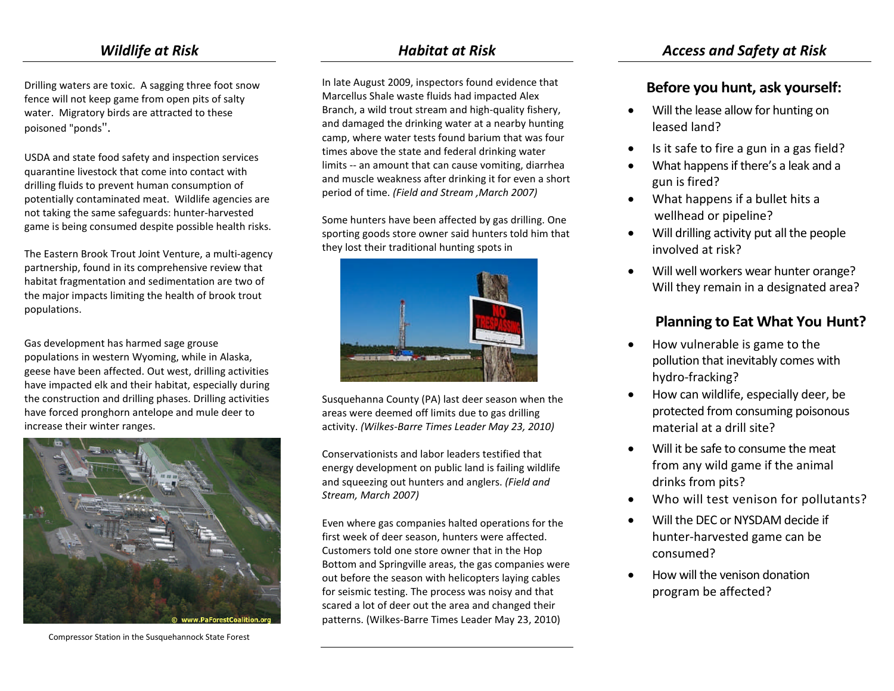## *Wildlife at Risk*

Drilling waters are toxic. A sagging three foot snow fence will not keep game from open pits of salty water. Migratory birds are attracted to these poisoned "ponds".

USDA and state food safety and inspection services quarantine livestock that come into contact with drilling fluids to prevent human consumption of potentially contaminated meat. Wildlife agencies are not taking the same safeguards: hunter-harvested game is being consumed despite possible health risks.

The Eastern Brook Trout Joint Venture, a multi-agency partnership, found in its comprehensive review that habitat fragmentation and sedimentation are two of the major impacts limiting the health of brook trout populations.

Gas development has harmed sage grouse populations in western Wyoming, while in Alaska, geese have been affected. Out west, drilling activities have impacted elk and their habitat, especially during the construction and drilling phases. Drilling activities have forced pronghorn antelope and mule deer to increase their winter ranges.

Compressor Station in the Susquehannock State Forest

## *Habitat at Risk*

In late August 2009, inspectors found evidence that Marcellus Shale waste fluids had impacted Alex Branch, a wild trout stream and high-quality fishery, and damaged the drinking water at a nearby hunting camp, where water tests found barium that was four times above the state and federal drinking water limits -- an amount that can cause vomiting, diarrhea and muscle weakness after drinking it for even a short period of time. *(Field and Stream ,March 2007)*

Some hunters have been affected by gas drilling. One sporting goods store owner said hunters told him that they lost their traditional hunting spots in Susquehanna County (PA) last deer season when the areas were deemed off limits due to gas drilling activity. *(Wilkes-Barre Times Leader May 23, 2010)*

Conservationists and labor leaders testified that energy development on public land is failing wildlife and squeezing out hunters and anglers. *(Field and Stream, March 2007)*

Even where gas companies halted operations for the first week of deer season, hunters were affected. Customers told one store owner that in the Hop Bottom and Springville areas, the gas companies were out before the season with helicopters laying cables for seismic testing. The process was noisy and that scared a lot of deer out the area and changed their patterns. (Wilkes-Barre Times Leader May 23, 2010)

## *Access and Safety at Risk*

### Before you hunt, ask yourself:

- Will the lease allow for hunting on leased land?
- Is it safe to fire a gun in a gas field?
- What happens if there's a leak and a gun is fired?
- What happens if a bullet hits a wellhead or pipeline?
- Will drilling activity put all the people involved at risk?
- Will well workers wear hunter orange? Will they remain in a designated area?

### Planning to Eat What You Hunt?

- How vulnerable is game to the pollution that inevitably comes with hydro-fracking?
- How can wildlife, especially deer, be protected from consuming poisonous material at a drill site?
- Will it be safe to consume the meat from any wild game if the animal drinks from pits?
- Who will test venison for pollutants?
- Will the DEC or NYSDAM decide if hunter-harvested game can be consumed?
- How will the venison donation program be affected?